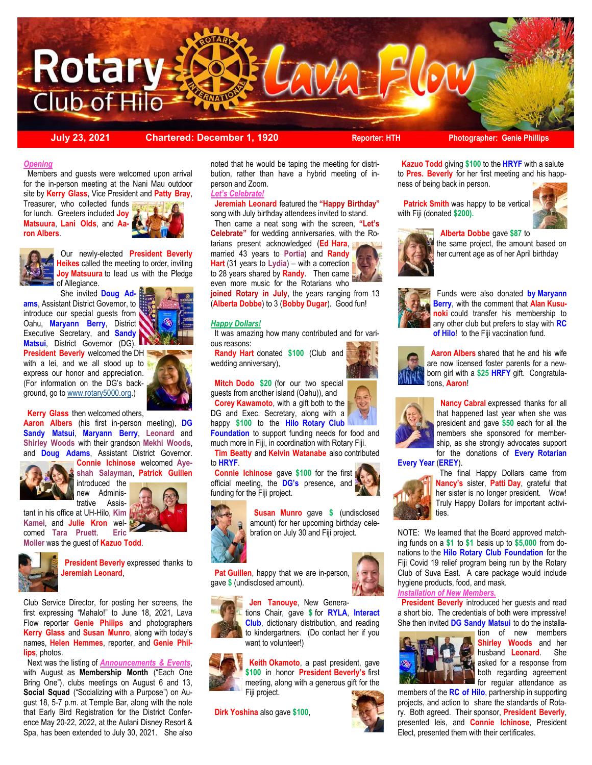# Rotary Club of Hilo — Lava Flow

**July 23, 2021** | **Chartered: December 1, 1920** | **Reporter: HTH** | **Photographer: Genie Phillips**

***Opening***

Members and guests were welcomed upon arrival for the in-person meeting at the Nani Mau outdoor site by **Kerry Glass**, Vice President and **Patty Bray**, Treasurer, who collected funds for lunch. Greeters included **Joy Matsuura**, **Lani Olds**, and **Aaron Albers**.

Our newly-elected **President Beverly Heikes** called the meeting to order, inviting **Joy Matsuura** to lead us with the Pledge of Allegiance.

She invited **Doug Adams**, Assistant District Governor, to introduce our special guests from Oahu, **Maryann Berry**, District Executive Secretary, and **Sandy Matsui**, District Governor (DG). **President Beverly** welcomed the DH with a lei, and we all stood up to express our honor and appreciation. (For information on the DG's background, go to www.rotary5000.org.)

**Kerry Glass** then welcomed others, **Aaron Albers** (his first in-person meeting), **DG Sandy Matsui**, **Maryann Berry**, **Leonard** and **Shirley Woods** with their grandson **Mekhi Woods**, and **Doug Adams**, Assistant District Governor. **Connie Ichinose** welcomed **Ayeshah Salayman**, **Patrick Guillen** introduced the new Administrative Assistant in his office at UH-Hilo, **Kim Kamei**, and **Julie Kron** welcomed **Tara Pruett**. **Eric Moller** was the guest of **Kazuo Todd**.

**President Beverly** expressed thanks to **Jeremiah Leonard**, Club Service Director, for posting her screens, the first expressing "Mahalo!" to June 18, 2021, Lava Flow reporter **Genie Philips** and photographers **Kerry Glass** and **Susan Munro**, along with today's names, **Helen Hemmes**, reporter, and **Genie Phillips**, photos.

Next was the listing of ***Announcements & Events***, with August as **Membership Month** ("Each One Bring One"), clubs meetings on August 6 and 13, **Social Squad** ("Socializing with a Purpose") on August 18, 5-7 p.m. at Temple Bar, along with the note that Early Bird Registration for the District Conference May 20-22, 2022, at the Aulani Disney Resort & Spa, has been extended to July 30, 2021. She also noted that he would be taping the meeting for distribution, rather than have a hybrid meeting of in-person and Zoom.

***Let's Celebrate!***

**Jeremiah Leonard** featured the **"Happy Birthday"** song with July birthday attendees invited to stand.

Then came a neat song with the screen, **"Let's Celebrate"** for wedding anniversaries, with the Rotarians present acknowledged (**Ed Hara**, married 43 years to **Portia**) and **Randy Hart** (31 years to **Lydia**) – with a correction to 28 years shared by **Randy**. Then came even more music for the Rotarians who **joined Rotary in July**, the years ranging from 13 (**Alberta Dobbe**) to 3 (**Bobby Dugar**). Good fun!

***Happy Dollars!***

It was amazing how many contributed and for various reasons:

**Randy Hart** donated **$100** (Club and wedding anniversary),

**Mitch Dodo** **$20** (for our two special guests from another island (Oahu)), and **Corey Kawamoto**, with a gift both to the DG and Exec. Secretary, along with a happy **$100** to the **Hilo Rotary Club Foundation** to support funding needs for food and much more in Fiji, in coordination with Rotary Fiji.

**Tim Beatty** and **Kelvin Watanabe** also contributed to **HRYF**.

**Connie Ichinose** gave **$100** for the first official meeting, the **DG's** presence, and funding for the Fiji project.

**Susan Munro** gave **$** (undisclosed amount) for her upcoming birthday celebration on July 30 and Fiji project.

**Pat Guillen**, happy that we are in-person, gave **$** (undisclosed amount).

**Jen Tanouye**, New Generations Chair, gave **$** for **RYLA**, **Interact Club**, dictionary distribution, and reading to kindergartners. (Do contact her if you want to volunteer!)

**Keith Okamoto**, a past president, gave **$100** in honor **President Beverly's** first meeting, along with a generous gift for the Fiji project.

**Dirk Yoshina** also gave **$100**,

**Kazuo Todd** giving **$100** to the **HRYF** with a salute to **Pres. Beverly** for her first meeting and his happiness of being back in person.

**Patrick Smith** was happy to be vertical with Fiji (donated **$200**).

**Alberta Dobbe** gave **$87** to the same project, the amount based on her current age as of her April birthday

Funds were also donated **by Maryann Berry**, with the comment that **Alan Kusunoki** could transfer his membership to any other club but prefers to stay with **RC of Hilo**! to the Fiji vaccination fund.

**Aaron Albers** shared that he and his wife are now licensed foster parents for a newborn girl with a **$25 HRFY** gift. Congratulations, **Aaron**!

**Nancy Cabral** expressed thanks for all that happened last year when she was president and gave **$50** each for all the members she sponsored for membership, as she strongly advocates support for the donations of **Every Rotarian Every Year** (**EREY**).

The final Happy Dollars came from **Nancy's** sister, **Patti Day**, grateful that her sister is no longer president. Wow! Truly Happy Dollars for important activities.

NOTE: We learned that the Board approved matching funds on a **$1** to **$1** basis up to **$5,000** from donations to the **Hilo Rotary Club Foundation** for the Fiji Covid 19 relief program being run by the Rotary Club of Suva East. A care package would include hygiene products, food, and mask.

***Installation of New Members.***

**President Beverly** introduced her guests and read a short bio. The credentials of both were impressive! She then invited **DG Sandy Matsui** to do the installation of new members **Shirley Woods** and her husband **Leonard**. She asked for a response from both regarding agreement for regular attendance as members of the **RC of Hilo**, partnership in supporting projects, and action to share the standards of Rotary. Both agreed. Their sponsor, **President Beverly**, presented leis, and **Connie Ichinose**, President Elect, presented them with their certificates.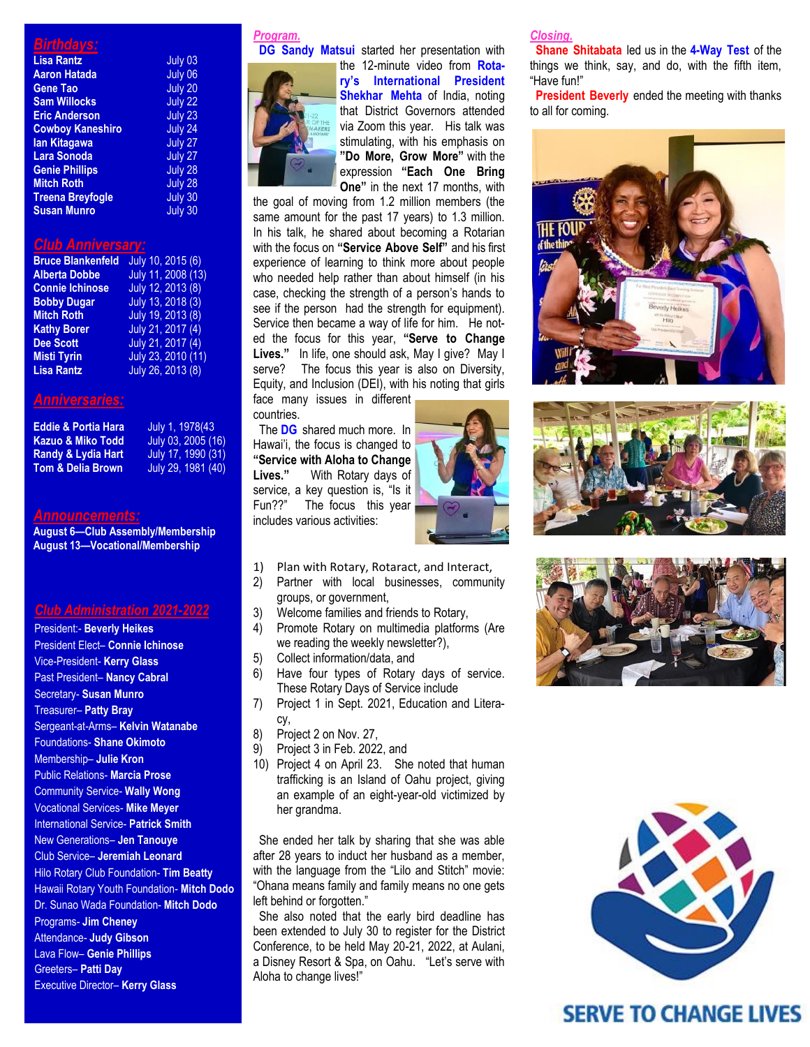## Birthdays:

| | |
|---|---|
| **Lisa Rantz** | July 03 |
| **Aaron Hatada** | July 06 |
| **Gene Tao** | July 20 |
| **Sam Willocks** | July 22 |
| **Eric Anderson** | July 23 |
| **Cowboy Kaneshiro** | July 24 |
| **Ian Kitagawa** | July 27 |
| **Lara Sonoda** | July 27 |
| **Genie Phillips** | July 28 |
| **Mitch Roth** | July 28 |
| **Treena Breyfogle** | July 30 |
| **Susan Munro** | July 30 |

## Club Anniversary:

| | |
|---|---|
| **Bruce Blankenfeld** | July 10, 2015 (6) |
| **Alberta Dobbe** | July 11, 2008 (13) |
| **Connie Ichinose** | July 12, 2013 (8) |
| **Bobby Dugar** | July 13, 2018 (3) |
| **Mitch Roth** | July 19, 2013 (8) |
| **Kathy Borer** | July 21, 2017 (4) |
| **Dee Scott** | July 21, 2017 (4) |
| **Misti Tyrin** | July 23, 2010 (11) |
| **Lisa Rantz** | July 26, 2013 (8) |

## Anniversaries:

| | |
|---|---|
| **Eddie & Portia Hara** | July 1, 1978(43 |
| **Kazuo & Miko Todd** | July 03, 2005 (16) |
| **Randy & Lydia Hart** | July 17, 1990 (31) |
| **Tom & Delia Brown** | July 29, 1981 (40) |

## Announcements:

**August 6—Club Assembly/Membership**
**August 13—Vocational/Membership**

## Club Administration 2021-2022

President:- **Beverly Heikes**
President Elect– **Connie Ichinose**
Vice-President- **Kerry Glass**
Past President– **Nancy Cabral**
Secretary- **Susan Munro**
Treasurer– **Patty Bray**
Sergeant-at-Arms– **Kelvin Watanabe**
Foundations- **Shane Okimoto**
Membership– **Julie Kron**
Public Relations- **Marcia Prose**
Community Service- **Wally Wong**
Vocational Services- **Mike Meyer**
International Service- **Patrick Smith**
New Generations– **Jen Tanouye**
Club Service– **Jeremiah Leonard**
Hilo Rotary Club Foundation- **Tim Beatty**
Hawaii Rotary Youth Foundation- **Mitch Dodo**
Dr. Sunao Wada Foundation- **Mitch Dodo**
Programs- **Jim Cheney**
Attendance- **Judy Gibson**
Lava Flow– **Genie Phillips**
Greeters– **Patti Day**
Executive Director– **Kerry Glass**

## *Program.*

**DG Sandy Matsui** started her presentation with the 12-minute video from **Rotary's International President Shekhar Mehta** of India, noting that District Governors attended via Zoom this year. His talk was stimulating, with his emphasis on **"Do More, Grow More"** with the expression **"Each One Bring One"** in the next 17 months, with the goal of moving from 1.2 million members (the same amount for the past 17 years) to 1.3 million. In his talk, he shared about becoming a Rotarian with the focus on **"Service Above Self"** and his first experience of learning to think more about people who needed help rather than about himself (in his case, checking the strength of a person's hands to see if the person had the strength for equipment). Service then became a way of life for him. He noted the focus for this year, **"Serve to Change Lives."** In life, one should ask, May I give? May I serve? The focus this year is also on Diversity, Equity, and Inclusion (DEI), with his noting that girls face many issues in different countries.

The **DG** shared much more. In Hawai'i, the focus is changed to **"Service with Aloha to Change Lives."** With Rotary days of service, a key question is, "Is it Fun??" The focus this year includes various activities:

1) Plan with Rotary, Rotaract, and Interact,
2) Partner with local businesses, community groups, or government,
3) Welcome families and friends to Rotary,
4) Promote Rotary on multimedia platforms (Are we reading the weekly newsletter?),
5) Collect information/data, and
6) Have four types of Rotary days of service. These Rotary Days of Service include
7) Project 1 in Sept. 2021, Education and Literacy,
8) Project 2 on Nov. 27,
9) Project 3 in Feb. 2022, and
10) Project 4 on April 23. She noted that human trafficking is an Island of Oahu project, giving an example of an eight-year-old victimized by her grandma.

She ended her talk by sharing that she was able after 28 years to induct her husband as a member, with the language from the "Lilo and Stitch" movie: "Ohana means family and family means no one gets left behind or forgotten."

She also noted that the early bird deadline has been extended to July 30 to register for the District Conference, to be held May 20-21, 2022, at Aulani, a Disney Resort & Spa, on Oahu. "Let's serve with Aloha to change lives!"

## *Closing.*

**Shane Shitabata** led us in the **4-Way Test** of the things we think, say, and do, with the fifth item, "Have fun!"

**President Beverly** ended the meeting with thanks to all for coming.

SERVE TO CHANGE LIVES